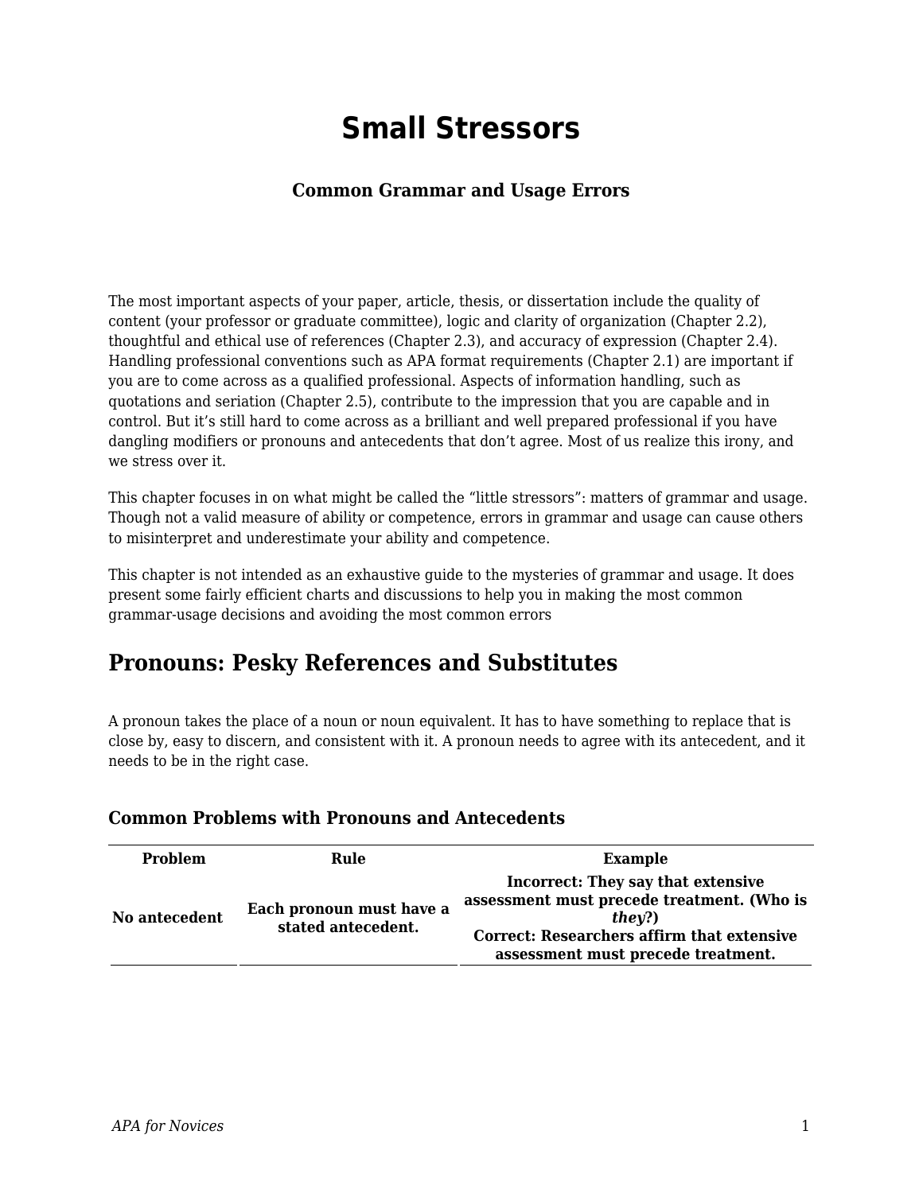# Small Stressors

### Common Grammar and Usage Errors

The most important aspects of your paper, article, thesis, or dissertation include the quality of content (your professor or graduate committee), logic and clarity of organization (Chapter 2.2), thoughtful and ethical use of references (Chapter 2.3), and accuracy of expression (Chapter 2.4). Handling professional conventions such as APA format requirements (Chapter 2.1) are important if you are to come across as a qualified professional. Aspects of information handling, such as quotations and seriation (Chapter 2.5), contribute to the impression that you are capable and in control. But it's still hard to come across as a brilliant and well prepared professional if you have dangling modifiers or pronouns and antecedents that don't agree. Most of us realize this irony, and we stress over it.

This chapter focuses in on what might be called the "little stressors": matters of grammar and usage. Though not a valid measure of ability or competence, errors in grammar and usage can cause others to misinterpret and underestimate your ability and competence.

This chapter is not intended as an exhaustive guide to the mysteries of grammar and usage. It does present some fairly efficient charts and discussions to help you in making the most common grammar-usage decisions and avoiding the most common errors

## Pronouns: Pesky References and Substitutes

A pronoun takes the place of a noun or noun equivalent. It has to have something to replace that is close by, easy to discern, and consistent with it. A pronoun needs to agree with its antecedent, and it needs to be in the right case.

### Common Problems with Pronouns and Antecedents

| Problem | Rule | Example |
|---|---|---|
| **No antecedent** | **Each pronoun must have a stated antecedent.** | **Incorrect: They say that extensive assessment must precede treatment. (Who is *they*?)**<br>**Correct: Researchers affirm that extensive assessment must precede treatment.** |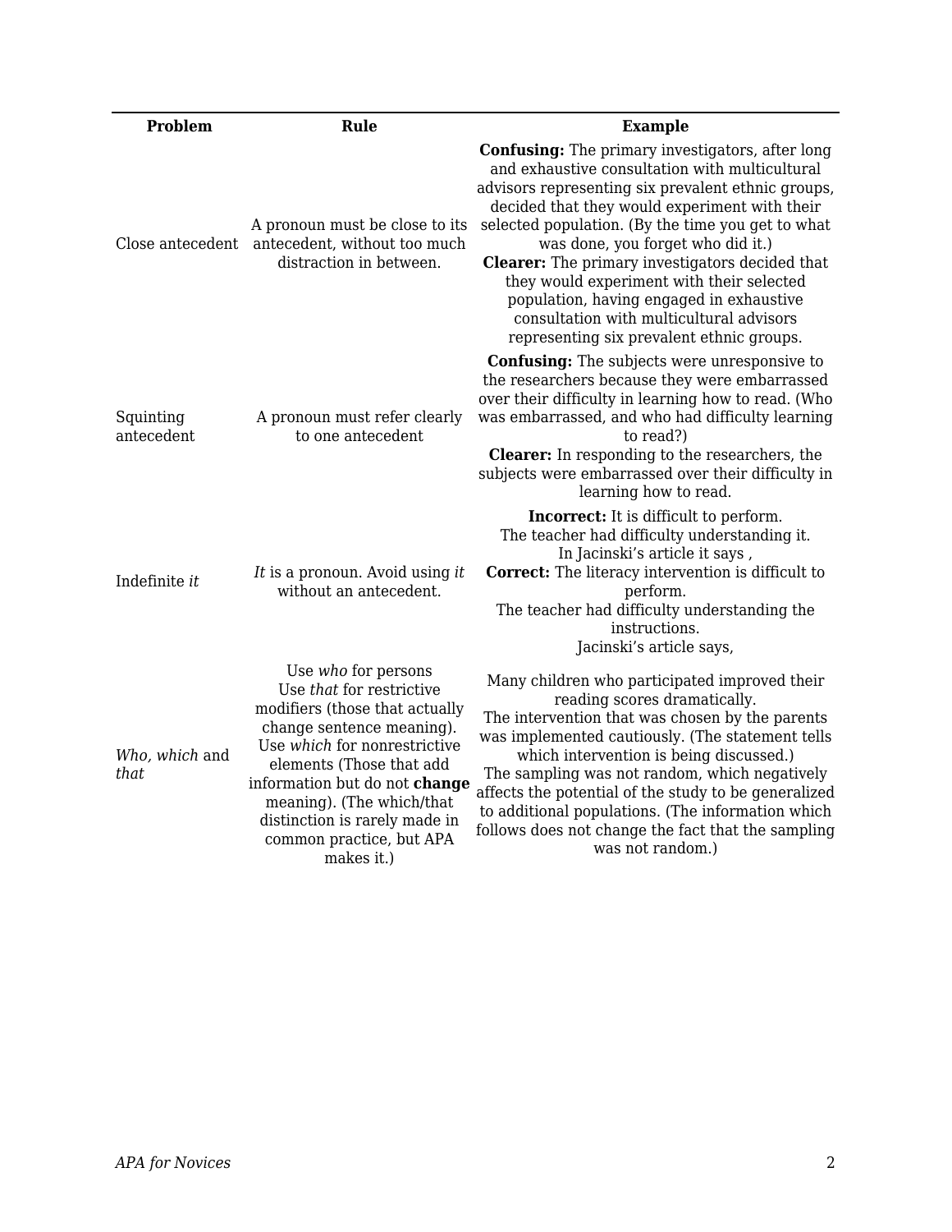| Problem | Rule | Example |
| --- | --- | --- |
| Close antecedent | A pronoun must be close to its antecedent, without too much distraction in between. | **Confusing:** The primary investigators, after long and exhaustive consultation with multicultural advisors representing six prevalent ethnic groups, decided that they would experiment with their selected population. (By the time you get to what was done, you forget who did it.)<br>**Clearer:** The primary investigators decided that they would experiment with their selected population, having engaged in exhaustive consultation with multicultural advisors representing six prevalent ethnic groups. |
| Squinting antecedent | A pronoun must refer clearly to one antecedent | **Confusing:** The subjects were unresponsive to the researchers because they were embarrassed over their difficulty in learning how to read. (Who was embarrassed, and who had difficulty learning to read?)<br>**Clearer:** In responding to the researchers, the subjects were embarrassed over their difficulty in learning how to read. |
| Indefinite *it* | *It* is a pronoun. Avoid using *it* without an antecedent. | **Incorrect:** It is difficult to perform.<br>The teacher had difficulty understanding it.<br>In Jacinski's article it says ,<br>**Correct:** The literacy intervention is difficult to perform.<br>The teacher had difficulty understanding the instructions.<br>Jacinski's article says, |
| *Who*, *which* and *that* | Use *who* for persons<br>Use *that* for restrictive modifiers (those that actually change sentence meaning).<br>Use *which* for nonrestrictive elements (Those that add information but do not **change** meaning). (The which/that distinction is rarely made in common practice, but APA makes it.) | Many children who participated improved their reading scores dramatically.<br>The intervention that was chosen by the parents was implemented cautiously. (The statement tells which intervention is being discussed.)<br>The sampling was not random, which negatively affects the potential of the study to be generalized to additional populations. (The information which follows does not change the fact that the sampling was not random.) |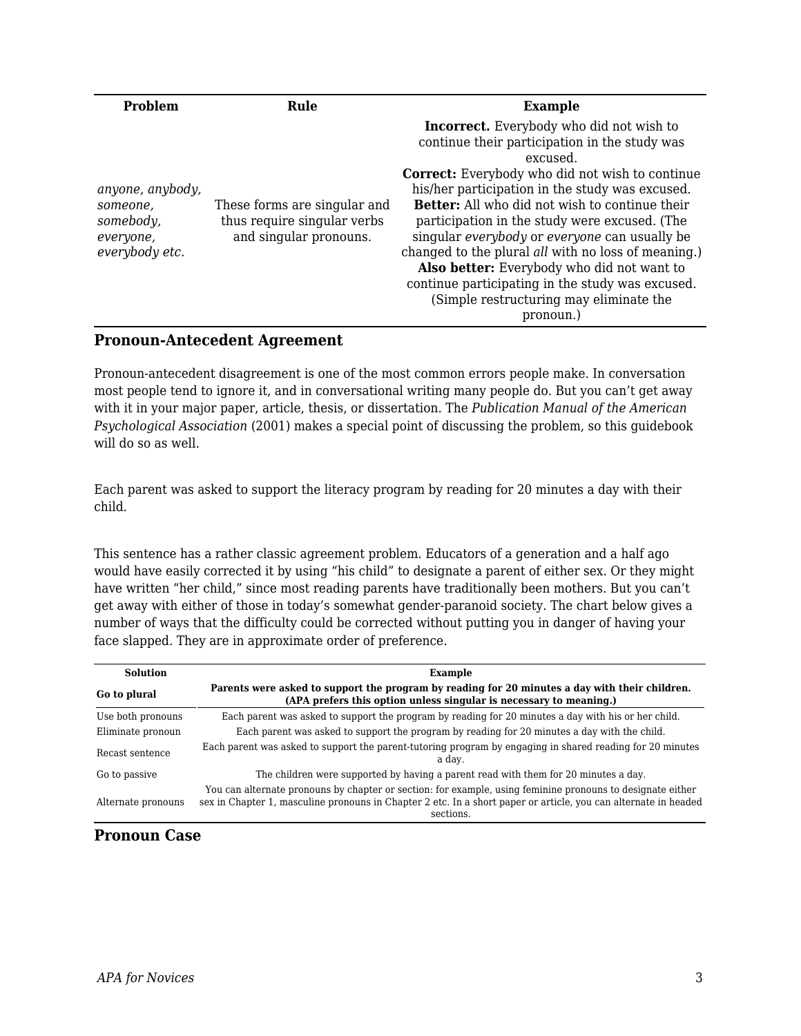| Problem | Rule | Example |
|---|---|---|
| *anyone*, *anybody, someone, somebody, everyone, everybody etc.* | These forms are singular and thus require singular verbs and singular pronouns. | **Incorrect.** Everybody who did not wish to continue their participation in the study was excused. **Correct:** Everybody who did not wish to continue his/her participation in the study was excused. **Better:** All who did not wish to continue their participation in the study were excused. (The singular *everybody* or *everyone* can usually be changed to the plural *all* with no loss of meaning.) **Also better:** Everybody who did not want to continue participating in the study was excused. (Simple restructuring may eliminate the pronoun.) |

## Pronoun-Antecedent Agreement

Pronoun-antecedent disagreement is one of the most common errors people make. In conversation most people tend to ignore it, and in conversational writing many people do. But you can't get away with it in your major paper, article, thesis, or dissertation. The *Publication Manual of the American Psychological Association* (2001) makes a special point of discussing the problem, so this guidebook will do so as well.

Each parent was asked to support the literacy program by reading for 20 minutes a day with their child.

This sentence has a rather classic agreement problem. Educators of a generation and a half ago would have easily corrected it by using "his child" to designate a parent of either sex. Or they might have written "her child," since most reading parents have traditionally been mothers. But you can't get away with either of those in today's somewhat gender-paranoid society. The chart below gives a number of ways that the difficulty could be corrected without putting you in danger of having your face slapped. They are in approximate order of preference.

| Solution | Example |
|---|---|
| **Go to plural** | **Parents were asked to support the program by reading for 20 minutes a day with their children. (APA prefers this option unless singular is necessary to meaning.)** |
| Use both pronouns | Each parent was asked to support the program by reading for 20 minutes a day with his or her child. |
| Eliminate pronoun | Each parent was asked to support the program by reading for 20 minutes a day with the child. |
| Recast sentence | Each parent was asked to support the parent-tutoring program by engaging in shared reading for 20 minutes a day. |
| Go to passive | The children were supported by having a parent read with them for 20 minutes a day. |
| Alternate pronouns | You can alternate pronouns by chapter or section: for example, using feminine pronouns to designate either sex in Chapter 1, masculine pronouns in Chapter 2 etc. In a short paper or article, you can alternate in headed sections. |

## Pronoun Case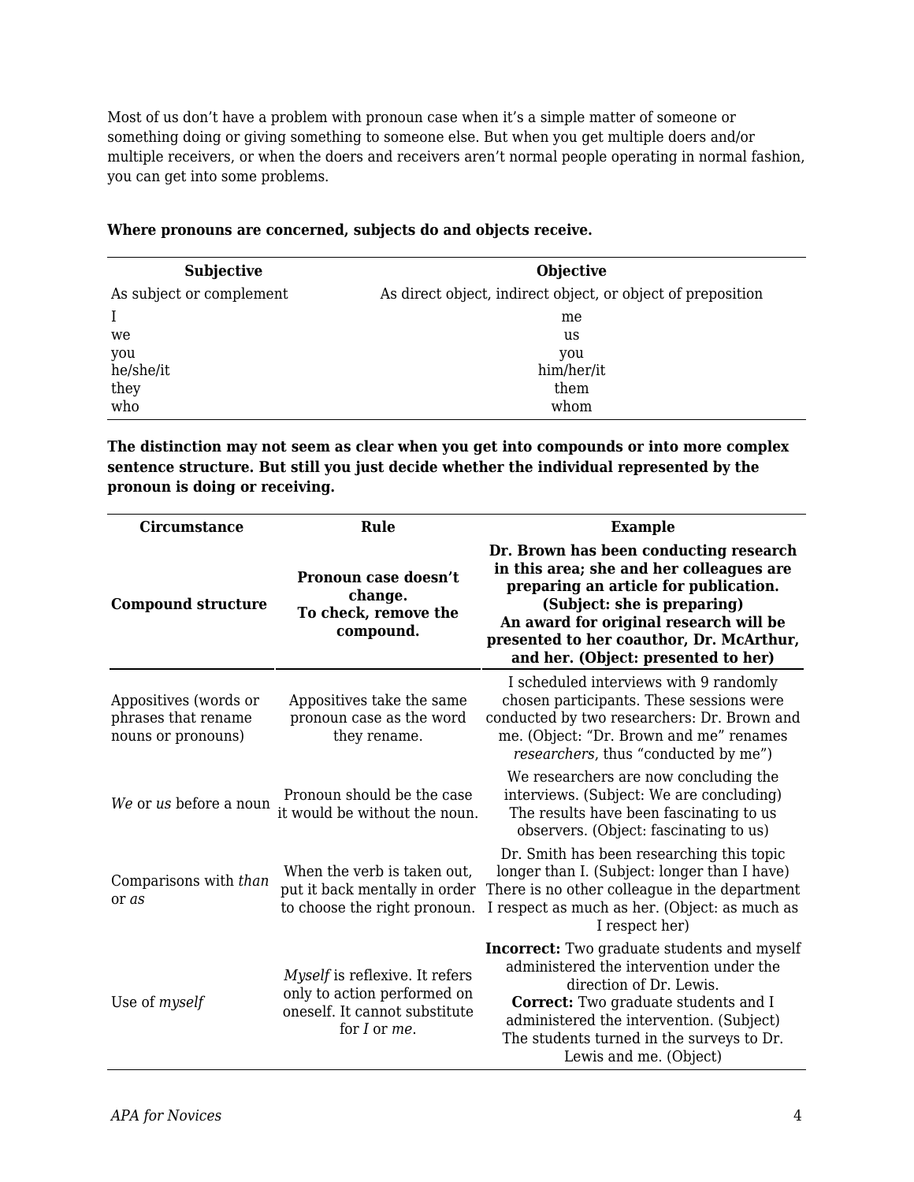Most of us don't have a problem with pronoun case when it's a simple matter of someone or something doing or giving something to someone else. But when you get multiple doers and/or multiple receivers, or when the doers and receivers aren't normal people operating in normal fashion, you can get into some problems.

**Where pronouns are concerned, subjects do and objects receive.**

| Subjective | Objective |
|---|---|
| As subject or complement | As direct object, indirect object, or object of preposition |
| I | me |
| we | us |
| you | you |
| he/she/it | him/her/it |
| they | them |
| who | whom |

**The distinction may not seem as clear when you get into compounds or into more complex sentence structure. But still you just decide whether the individual represented by the pronoun is doing or receiving.**

| Circumstance | Rule | Example |
|---|---|---|
| **Compound structure** | **Pronoun case doesn't change. To check, remove the compound.** | **Dr. Brown has been conducting research in this area; she and her colleagues are preparing an article for publication. (Subject: she is preparing) An award for original research will be presented to her coauthor, Dr. McArthur, and her. (Object: presented to her)** |
| Appositives (words or phrases that rename nouns or pronouns) | Appositives take the same pronoun case as the word they rename. | I scheduled interviews with 9 randomly chosen participants. These sessions were conducted by two researchers: Dr. Brown and me. (Object: "Dr. Brown and me" renames *researchers*, thus "conducted by me") |
| *We* or *us* before a noun | Pronoun should be the case it would be without the noun. | We researchers are now concluding the interviews. (Subject: We are concluding) The results have been fascinating to us observers. (Object: fascinating to us) |
| Comparisons with *than* or *as* | When the verb is taken out, put it back mentally in order to choose the right pronoun. | Dr. Smith has been researching this topic longer than I. (Subject: longer than I have) There is no other colleague in the department I respect as much as her. (Object: as much as I respect her) |
| Use of *myself* | *Myself* is reflexive. It refers only to action performed on oneself. It cannot substitute for *I* or *me*. | **Incorrect:** Two graduate students and myself administered the intervention under the direction of Dr. Lewis. **Correct:** Two graduate students and I administered the intervention. (Subject) The students turned in the surveys to Dr. Lewis and me. (Object) |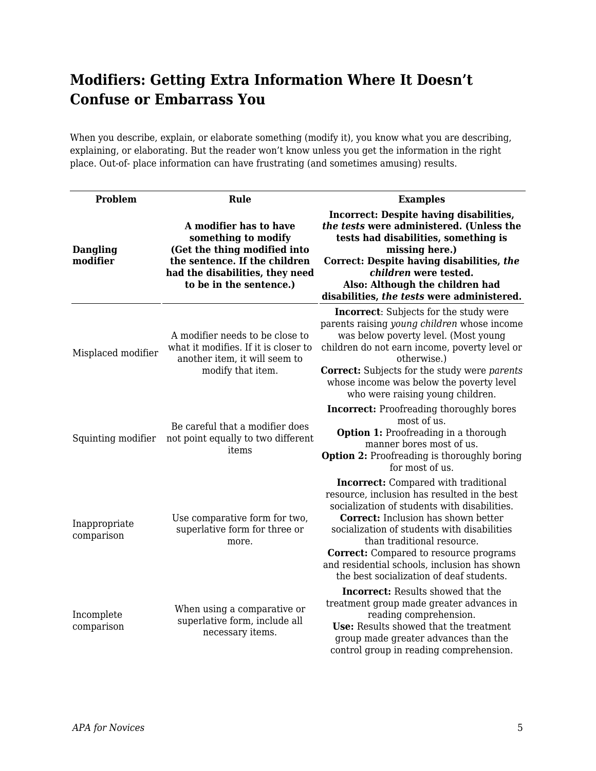## Modifiers: Getting Extra Information Where It Doesn't Confuse or Embarrass You

When you describe, explain, or elaborate something (modify it), you know what you are describing, explaining, or elaborating. But the reader won't know unless you get the information in the right place. Out-of- place information can have frustrating (and sometimes amusing) results.

| Problem | Rule | Examples |
| --- | --- | --- |
| **Dangling modifier** | **A modifier has to have something to modify (Get the thing modified into the sentence. If the children had the disabilities, they need to be in the sentence.)** | **Incorrect: Despite having disabilities, *the tests* were administered. (Unless the tests had disabilities, something is missing here.)** **Correct: Despite having disabilities, *the children* were tested.** **Also: Although the children had disabilities, *the tests* were administered.** |
| Misplaced modifier | A modifier needs to be close to what it modifies. If it is closer to another item, it will seem to modify that item. | **Incorrect**: Subjects for the study were parents raising *young children* whose income was below poverty level. (Most young children do not earn income, poverty level or otherwise.) **Correct:** Subjects for the study were *parents* whose income was below the poverty level who were raising young children. |
| Squinting modifier | Be careful that a modifier does not point equally to two different items | **Incorrect:** Proofreading thoroughly bores most of us. **Option 1:** Proofreading in a thorough manner bores most of us. **Option 2:** Proofreading is thoroughly boring for most of us. |
| Inappropriate comparison | Use comparative form for two, superlative form for three or more. | **Incorrect:** Compared with traditional resource, inclusion has resulted in the best socialization of students with disabilities. **Correct:** Inclusion has shown better socialization of students with disabilities than traditional resource. **Correct:** Compared to resource programs and residential schools, inclusion has shown the best socialization of deaf students. |
| Incomplete comparison | When using a comparative or superlative form, include all necessary items. | **Incorrect:** Results showed that the treatment group made greater advances in reading comprehension. **Use:** Results showed that the treatment group made greater advances than the control group in reading comprehension. |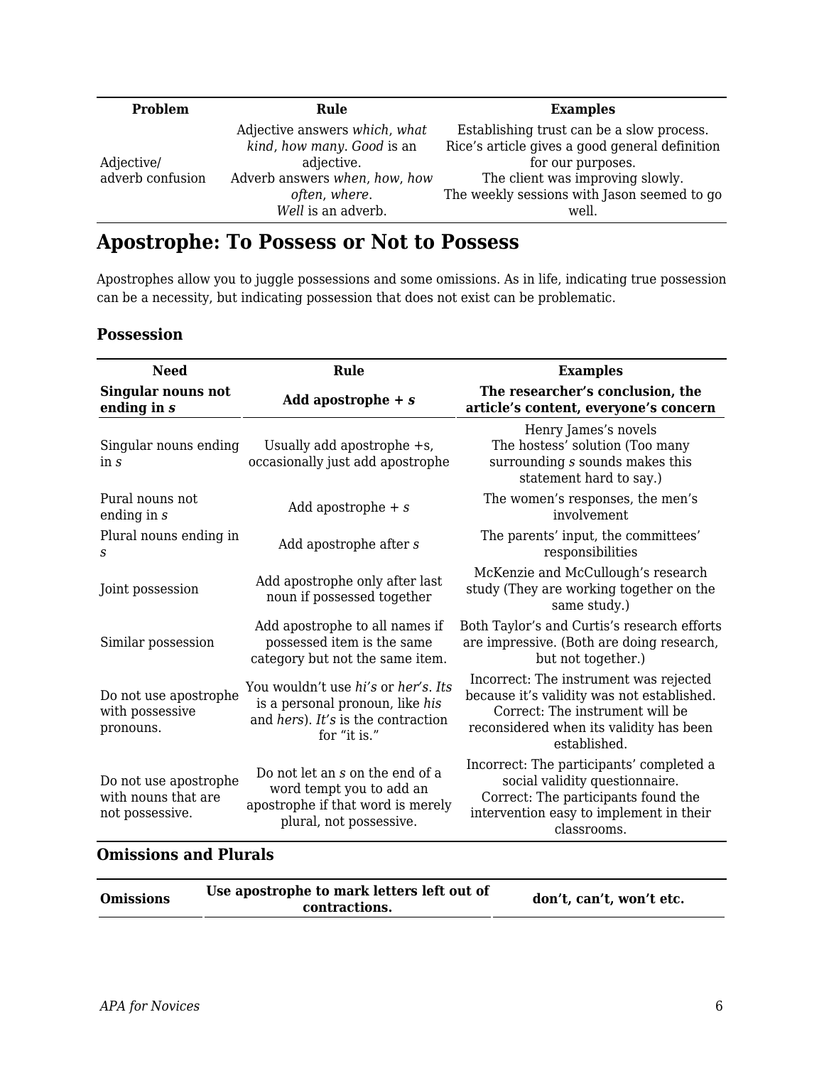| Problem | Rule | Examples |
| --- | --- | --- |
| Adjective/ adverb confusion | Adjective answers *which*, *what kind*, *how many*. *Good* is an adjective. Adverb answers *when*, *how*, *how often*, *where*. *Well* is an adverb. | Establishing trust can be a slow process. Rice's article gives a good general definition for our purposes. The client was improving slowly. The weekly sessions with Jason seemed to go well. |

## Apostrophe: To Possess or Not to Possess

Apostrophes allow you to juggle possessions and some omissions. As in life, indicating true possession can be a necessity, but indicating possession that does not exist can be problematic.

### Possession

| Need | Rule | Examples |
| --- | --- | --- |
| **Singular nouns not ending in *s*** | **Add apostrophe + *s*** | **The researcher's conclusion, the article's content, everyone's concern** |
| Singular nouns ending in *s* | Usually add apostrophe +s, occasionally just add apostrophe | Henry James's novels The hostess' solution (Too many surrounding *s* sounds makes this statement hard to say.) |
| Pural nouns not ending in *s* | Add apostrophe + *s* | The women's responses, the men's involvement |
| Plural nouns ending in *s* | Add apostrophe after *s* | The parents' input, the committees' responsibilities |
| Joint possession | Add apostrophe only after last noun if possessed together | McKenzie and McCullough's research study (They are working together on the same study.) |
| Similar possession | Add apostrophe to all names if possessed item is the same category but not the same item. | Both Taylor's and Curtis's research efforts are impressive. (Both are doing research, but not together.) |
| Do not use apostrophe with possessive pronouns. | You wouldn't use *hi's* or *her's*. *Its* is a personal pronoun, like *his* and *hers*). *It's* is the contraction for "it is." | Incorrect: The instrument was rejected because it's validity was not established. Correct: The instrument will be reconsidered when its validity has been established. |
| Do not use apostrophe with nouns that are not possessive. | Do not let an *s* on the end of a word tempt you to add an apostrophe if that word is merely plural, not possessive. | Incorrect: The participants' completed a social validity questionnaire. Correct: The participants found the intervention easy to implement in their classrooms. |

### Omissions and Plurals

| **Omissions** | **Use apostrophe to mark letters left out of contractions.** | **don't, can't, won't etc.** |
| --- | --- | --- |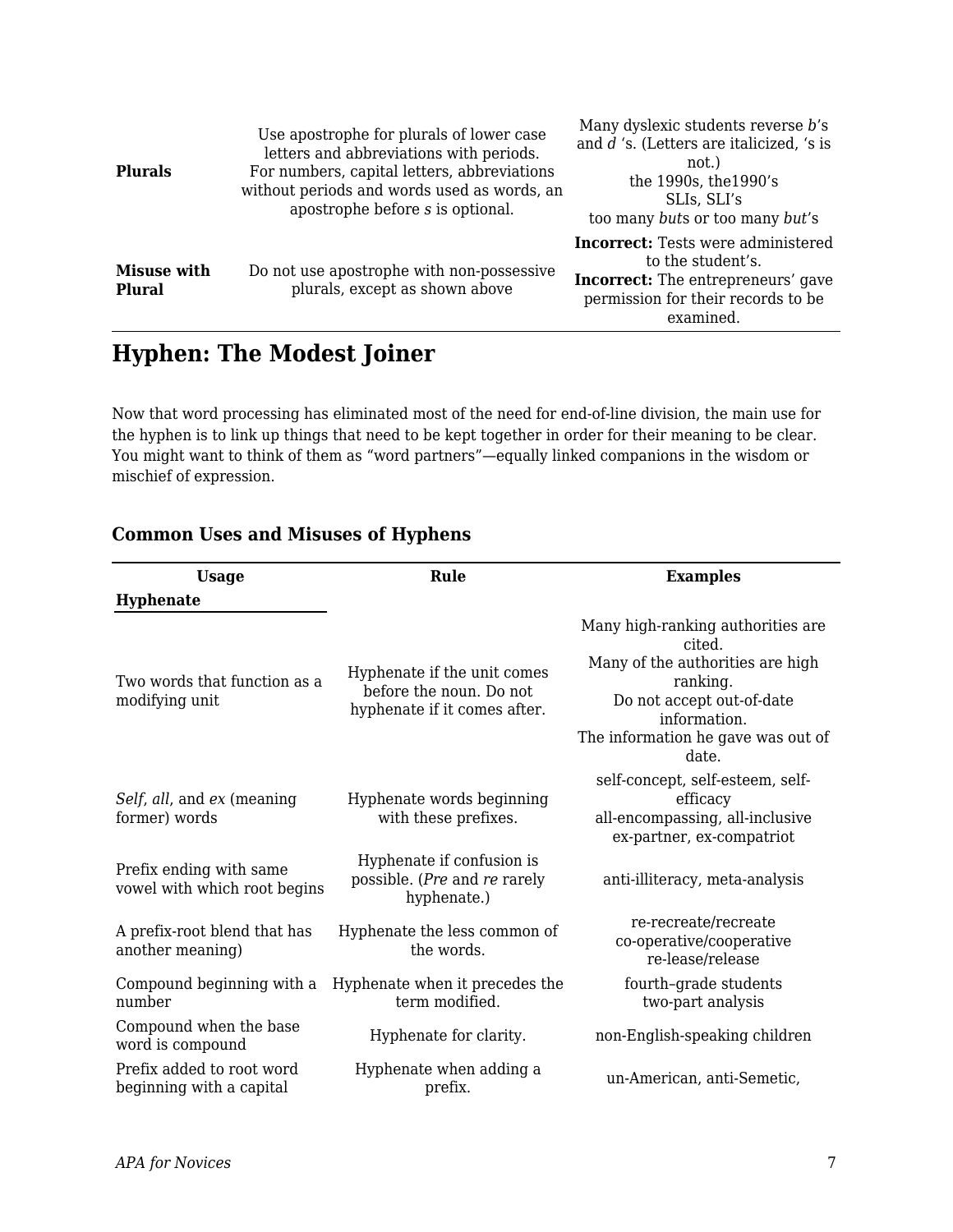| | | |
|---|---|---|
| **Plurals** | Use apostrophe for plurals of lower case letters and abbreviations with periods. For numbers, capital letters, abbreviations without periods and words used as words, an apostrophe before *s* is optional. | Many dyslexic students reverse *b*'s and *d* 's. (Letters are italicized, 's is not.) the 1990s, the1990's SLIs, SLI's too many *but*s or too many *but*'s |
| **Misuse with Plural** | Do not use apostrophe with non-possessive plurals, except as shown above | **Incorrect:** Tests were administered to the student's. **Incorrect:** The entrepreneurs' gave permission for their records to be examined. |

## Hyphen: The Modest Joiner

Now that word processing has eliminated most of the need for end-of-line division, the main use for the hyphen is to link up things that need to be kept together in order for their meaning to be clear. You might want to think of them as "word partners"—equally linked companions in the wisdom or mischief of expression.

### Common Uses and Misuses of Hyphens

| Usage | Rule | Examples |
|---|---|---|
| **Hyphenate** | | |
| Two words that function as a modifying unit | Hyphenate if the unit comes before the noun. Do not hyphenate if it comes after. | Many high-ranking authorities are cited. Many of the authorities are high ranking. Do not accept out-of-date information. The information he gave was out of date. |
| *Self*, *all*, and *ex* (meaning former) words | Hyphenate words beginning with these prefixes. | self-concept, self-esteem, self-efficacy all-encompassing, all-inclusive ex-partner, ex-compatriot |
| Prefix ending with same vowel with which root begins | Hyphenate if confusion is possible. (*Pre* and *re* rarely hyphenate.) | anti-illiteracy, meta-analysis |
| A prefix-root blend that has another meaning) | Hyphenate the less common of the words. | re-recreate/recreate co-operative/cooperative re-lease/release |
| Compound beginning with a number | Hyphenate when it precedes the term modified. | fourth–grade students two-part analysis |
| Compound when the base word is compound | Hyphenate for clarity. | non-English-speaking children |
| Prefix added to root word beginning with a capital | Hyphenate when adding a prefix. | un-American, anti-Semetic, |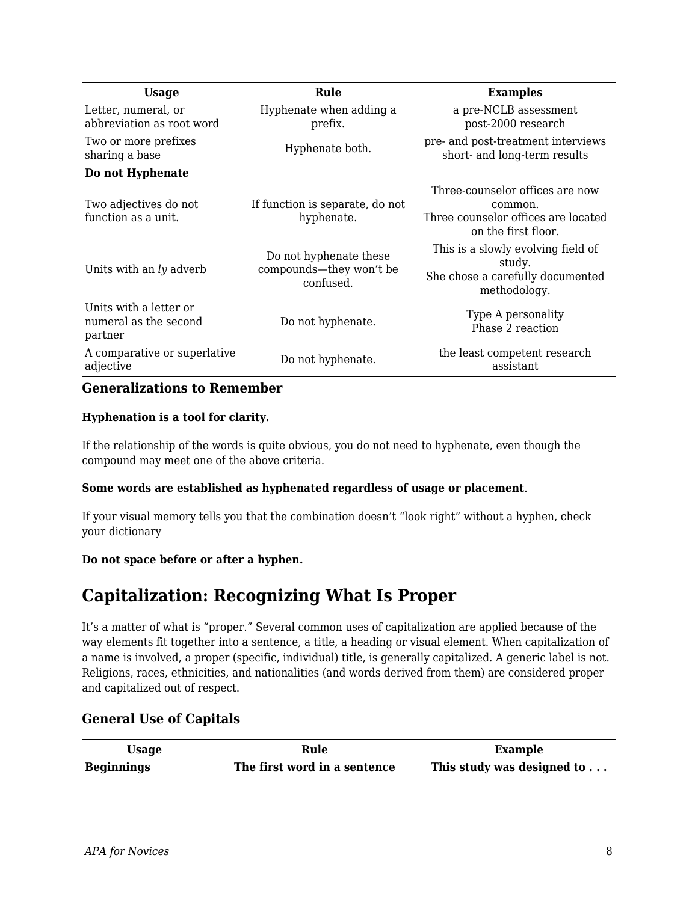| Usage | Rule | Examples |
|---|---|---|
| Letter, numeral, or abbreviation as root word | Hyphenate when adding a prefix. | a pre-NCLB assessment<br>post-2000 research |
| Two or more prefixes sharing a base | Hyphenate both. | pre- and post-treatment interviews<br>short- and long-term results |
| **Do not Hyphenate** | | |
| Two adjectives do not function as a unit. | If function is separate, do not hyphenate. | Three-counselor offices are now common.<br>Three counselor offices are located on the first floor. |
| Units with an *ly* adverb | Do not hyphenate these compounds—they won't be confused. | This is a slowly evolving field of study.<br>She chose a carefully documented methodology. |
| Units with a letter or numeral as the second partner | Do not hyphenate. | Type A personality<br>Phase 2 reaction |
| A comparative or superlative adjective | Do not hyphenate. | the least competent research assistant |

### Generalizations to Remember

**Hyphenation is a tool for clarity.**

If the relationship of the words is quite obvious, you do not need to hyphenate, even though the compound may meet one of the above criteria.

**Some words are established as hyphenated regardless of usage or placement**.

If your visual memory tells you that the combination doesn't "look right" without a hyphen, check your dictionary

**Do not space before or after a hyphen.**

## Capitalization: Recognizing What Is Proper

It's a matter of what is "proper." Several common uses of capitalization are applied because of the way elements fit together into a sentence, a title, a heading or visual element. When capitalization of a name is involved, a proper (specific, individual) title, is generally capitalized. A generic label is not. Religions, races, ethnicities, and nationalities (and words derived from them) are considered proper and capitalized out of respect.

### General Use of Capitals

| Usage | Rule | Example |
|---|---|---|
| **Beginnings** | **The first word in a sentence** | **This study was designed to . . .** |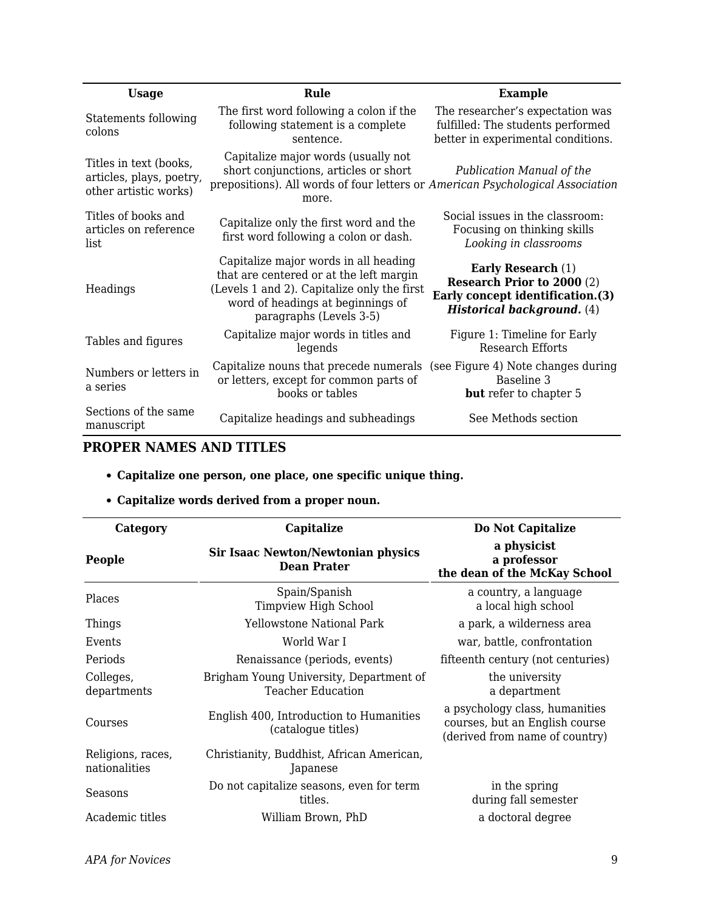| Usage | Rule | Example |
|---|---|---|
| Statements following colons | The first word following a colon if the following statement is a complete sentence. | The researcher's expectation was fulfilled: The students performed better in experimental conditions. |
| Titles in text (books, articles, plays, poetry, other artistic works) | Capitalize major words (usually not short conjunctions, articles or short prepositions). All words of four letters or more. | *Publication Manual of the American Psychological Association* |
| Titles of books and articles on reference list | Capitalize only the first word and the first word following a colon or dash. | Social issues in the classroom: Focusing on thinking skills *Looking in classrooms* |
| Headings | Capitalize major words in all heading that are centered or at the left margin (Levels 1 and 2). Capitalize only the first word of headings at beginnings of paragraphs (Levels 3-5) | **Early Research** (1) **Research Prior to 2000** (2) **Early concept identification.(3)** ***Historical background.*** (4) |
| Tables and figures | Capitalize major words in titles and legends | Figure 1: Timeline for Early Research Efforts |
| Numbers or letters in a series | Capitalize nouns that precede numerals or letters, except for common parts of books or tables | (see Figure 4) Note changes during Baseline 3 **but** refer to chapter 5 |
| Sections of the same manuscript | Capitalize headings and subheadings | See Methods section |

## PROPER NAMES AND TITLES

- **Capitalize one person, one place, one specific unique thing.**
- **Capitalize words derived from a proper noun.**

| Category | Capitalize | Do Not Capitalize |
|---|---|---|
| **People** | **Sir Isaac Newton/Newtonian physics Dean Prater** | **a physicist a professor the dean of the McKay School** |
| Places | Spain/Spanish Timpview High School | a country, a language a local high school |
| Things | Yellowstone National Park | a park, a wilderness area |
| Events | World War I | war, battle, confrontation |
| Periods | Renaissance (periods, events) | fifteenth century (not centuries) |
| Colleges, departments | Brigham Young University, Department of Teacher Education | the university a department |
| Courses | English 400, Introduction to Humanities (catalogue titles) | a psychology class, humanities courses, but an English course (derived from name of country) |
| Religions, races, nationalities | Christianity, Buddhist, African American, Japanese | |
| Seasons | Do not capitalize seasons, even for term titles. | in the spring during fall semester |
| Academic titles | William Brown, PhD | a doctoral degree |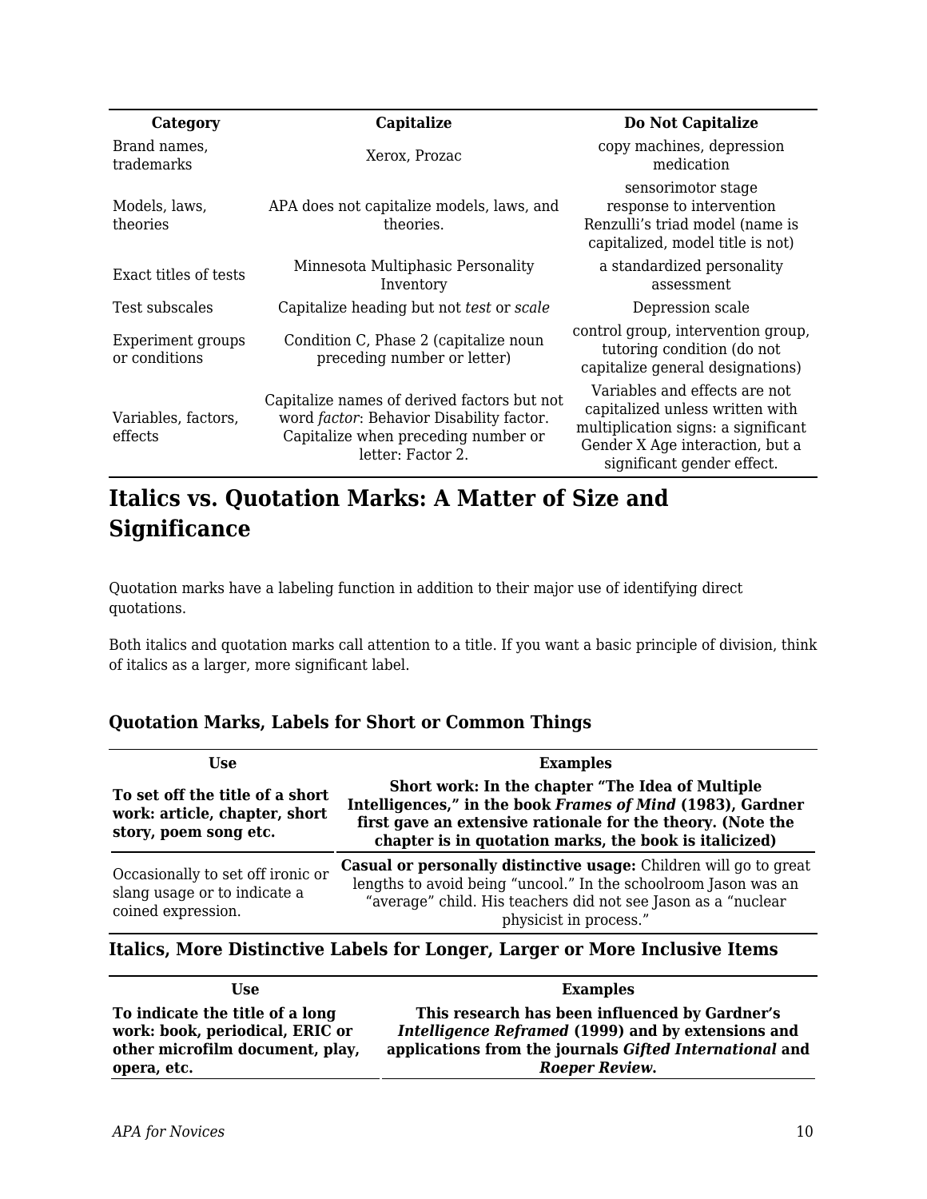| Category | Capitalize | Do Not Capitalize |
|---|---|---|
| Brand names, trademarks | Xerox, Prozac | copy machines, depression medication |
| Models, laws, theories | APA does not capitalize models, laws, and theories. | sensorimotor stage<br>response to intervention<br>Renzulli's triad model (name is capitalized, model title is not) |
| Exact titles of tests | Minnesota Multiphasic Personality Inventory | a standardized personality assessment |
| Test subscales | Capitalize heading but not *test* or *scale* | Depression scale |
| Experiment groups or conditions | Condition C, Phase 2 (capitalize noun preceding number or letter) | control group, intervention group, tutoring condition (do not capitalize general designations) |
| Variables, factors, effects | Capitalize names of derived factors but not word *factor*: Behavior Disability factor. Capitalize when preceding number or letter: Factor 2. | Variables and effects are not capitalized unless written with multiplication signs: a significant Gender X Age interaction, but a significant gender effect. |

## Italics vs. Quotation Marks: A Matter of Size and Significance

Quotation marks have a labeling function in addition to their major use of identifying direct quotations.

Both italics and quotation marks call attention to a title. If you want a basic principle of division, think of italics as a larger, more significant label.

### Quotation Marks, Labels for Short or Common Things

| Use | Examples |
|---|---|
| **To set off the title of a short work: article, chapter, short story, poem song etc.** | **Short work: In the chapter "The Idea of Multiple Intelligences," in the book *Frames of Mind* (1983), Gardner first gave an extensive rationale for the theory. (Note the chapter is in quotation marks, the book is italicized)** |
| Occasionally to set off ironic or slang usage or to indicate a coined expression. | **Casual or personally distinctive usage:** Children will go to great lengths to avoid being "uncool." In the schoolroom Jason was an "average" child. His teachers did not see Jason as a "nuclear physicist in process." |

### Italics, More Distinctive Labels for Longer, Larger or More Inclusive Items

| Use | Examples |
|---|---|
| **To indicate the title of a long work: book, periodical, ERIC or other microfilm document, play, opera, etc.** | **This research has been influenced by Gardner's *Intelligence Reframed* (1999) and by extensions and applications from the journals *Gifted International* and *Roeper Review*.** |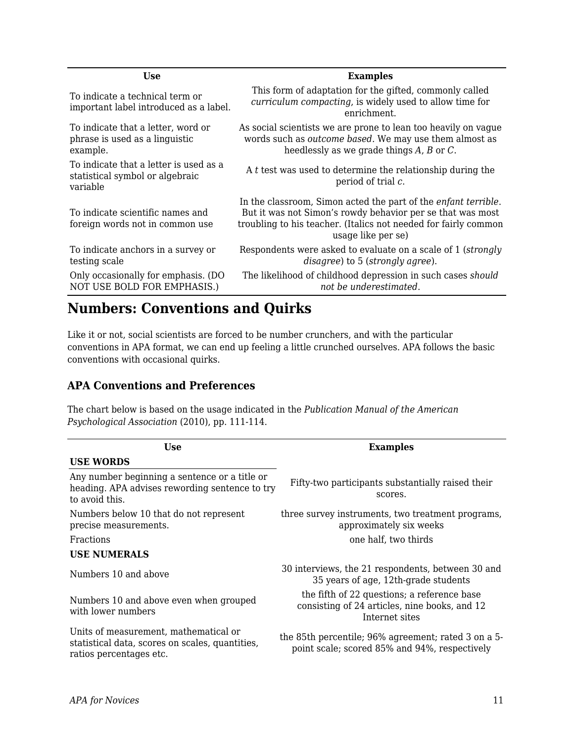| Use | Examples |
|---|---|
| To indicate a technical term or important label introduced as a label. | This form of adaptation for the gifted, commonly called *curriculum compacting*, is widely used to allow time for enrichment. |
| To indicate that a letter, word or phrase is used as a linguistic example. | As social scientists we are prone to lean too heavily on vague words such as *outcome based*. We may use them almost as heedlessly as we grade things *A*, *B* or *C*. |
| To indicate that a letter is used as a statistical symbol or algebraic variable | A *t* test was used to determine the relationship during the period of trial *c*. |
| To indicate scientific names and foreign words not in common use | In the classroom, Simon acted the part of the *enfant terrible*. But it was not Simon's rowdy behavior per se that was most troubling to his teacher. (Italics not needed for fairly common usage like per se) |
| To indicate anchors in a survey or testing scale | Respondents were asked to evaluate on a scale of 1 (*strongly disagree*) to 5 (*strongly agree*). |
| Only occasionally for emphasis. (DO NOT USE BOLD FOR EMPHASIS.) | The likelihood of childhood depression in such cases *should not be underestimated*. |

## Numbers: Conventions and Quirks

Like it or not, social scientists are forced to be number crunchers, and with the particular conventions in APA format, we can end up feeling a little crunched ourselves. APA follows the basic conventions with occasional quirks.

### APA Conventions and Preferences

The chart below is based on the usage indicated in the *Publication Manual of the American Psychological Association* (2010), pp. 111-114.

| Use | Examples |
|---|---|
| **USE WORDS** | |
| Any number beginning a sentence or a title or heading. APA advises rewording sentence to try to avoid this. | Fifty-two participants substantially raised their scores. |
| Numbers below 10 that do not represent precise measurements. | three survey instruments, two treatment programs, approximately six weeks |
| Fractions | one half, two thirds |
| **USE NUMERALS** | |
| Numbers 10 and above | 30 interviews, the 21 respondents, between 30 and 35 years of age, 12th-grade students |
| Numbers 10 and above even when grouped with lower numbers | the fifth of 22 questions; a reference base consisting of 24 articles, nine books, and 12 Internet sites |
| Units of measurement, mathematical or statistical data, scores on scales, quantities, ratios percentages etc. | the 85th percentile; 96% agreement; rated 3 on a 5-point scale; scored 85% and 94%, respectively |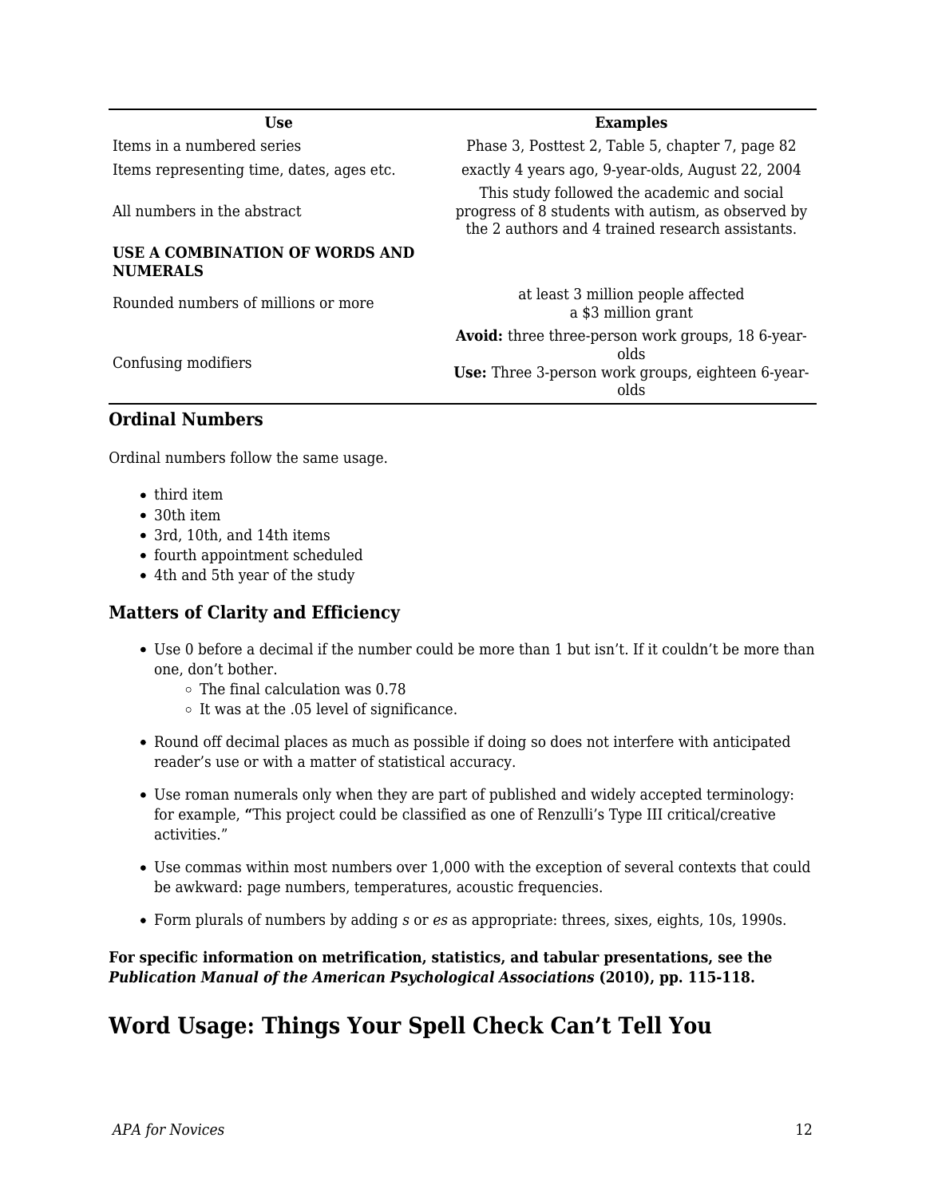| Use | Examples |
|---|---|
| Items in a numbered series | Phase 3, Posttest 2, Table 5, chapter 7, page 82 |
| Items representing time, dates, ages etc. | exactly 4 years ago, 9-year-olds, August 22, 2004 |
| All numbers in the abstract | This study followed the academic and social progress of 8 students with autism, as observed by the 2 authors and 4 trained research assistants. |
| **USE A COMBINATION OF WORDS AND NUMERALS** | |
| Rounded numbers of millions or more | at least 3 million people affected<br>a $3 million grant |
| Confusing modifiers | **Avoid:** three three-person work groups, 18 6-year-olds<br>**Use:** Three 3-person work groups, eighteen 6-year-olds |

### Ordinal Numbers

Ordinal numbers follow the same usage.

- third item
- 30th item
- 3rd, 10th, and 14th items
- fourth appointment scheduled
- 4th and 5th year of the study

### Matters of Clarity and Efficiency

- Use 0 before a decimal if the number could be more than 1 but isn't. If it couldn't be more than one, don't bother.
  - The final calculation was 0.78
  - It was at the .05 level of significance.
- Round off decimal places as much as possible if doing so does not interfere with anticipated reader's use or with a matter of statistical accuracy.
- Use roman numerals only when they are part of published and widely accepted terminology: for example, **"**This project could be classified as one of Renzulli's Type III critical/creative activities."
- Use commas within most numbers over 1,000 with the exception of several contexts that could be awkward: page numbers, temperatures, acoustic frequencies.
- Form plurals of numbers by adding *s* or *es* as appropriate: threes, sixes, eights, 10s, 1990s.

**For specific information on metrification, statistics, and tabular presentations, see the *Publication Manual of the American Psychological Associations* (2010), pp. 115-118.**

## Word Usage: Things Your Spell Check Can't Tell You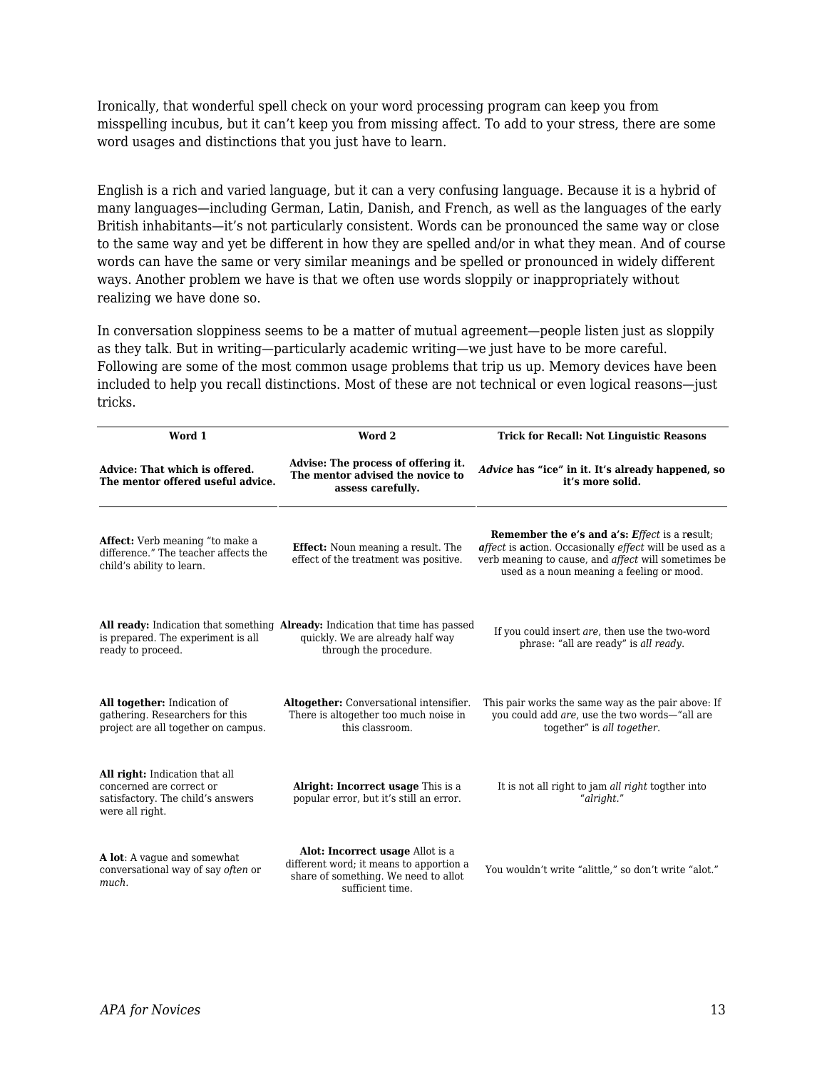Ironically, that wonderful spell check on your word processing program can keep you from misspelling incubus, but it can't keep you from missing affect. To add to your stress, there are some word usages and distinctions that you just have to learn.

English is a rich and varied language, but it can a very confusing language. Because it is a hybrid of many languages—including German, Latin, Danish, and French, as well as the languages of the early British inhabitants—it's not particularly consistent. Words can be pronounced the same way or close to the same way and yet be different in how they are spelled and/or in what they mean. And of course words can have the same or very similar meanings and be spelled or pronounced in widely different ways. Another problem we have is that we often use words sloppily or inappropriately without realizing we have done so.

In conversation sloppiness seems to be a matter of mutual agreement—people listen just as sloppily as they talk. But in writing—particularly academic writing—we just have to be more careful. Following are some of the most common usage problems that trip us up. Memory devices have been included to help you recall distinctions. Most of these are not technical or even logical reasons—just tricks.

| Word 1 | Word 2 | Trick for Recall: Not Linguistic Reasons |
|---|---|---|
| **Advice: That which is offered. The mentor offered useful advice.** | **Advise: The process of offering it. The mentor advised the novice to assess carefully.** | ***Advice* has "ice" in it. It's already happened, so it's more solid.** |
| **Affect:** Verb meaning "to make a difference." The teacher affects the child's ability to learn. | **Effect:** Noun meaning a result. The effect of the treatment was positive. | **Remember the e's and a's:** ***E**ffect* is a r**e**sult; ***a**ffect* is **a**ction. Occasionally *effect* will be used as a verb meaning to cause, and *affect* will sometimes be used as a noun meaning a feeling or mood. |
| **All ready:** Indication that something is prepared. The experiment is all ready to proceed. | **Already:** Indication that time has passed quickly. We are already half way through the procedure. | If you could insert *are*, then use the two-word phrase: "all are ready" is *all ready.* |
| **All together:** Indication of gathering. Researchers for this project are all together on campus. | **Altogether:** Conversational intensifier. There is altogether too much noise in this classroom. | This pair works the same way as the pair above: If you could add *are*, use the two words—"all are together" is *all together.* |
| **All right:** Indication that all concerned are correct or satisfactory. The child's answers were all right. | **Alright: Incorrect usage** This is a popular error, but it's still an error. | It is not all right to jam *all right* togther into "*alright.*" |
| **A lot**: A vague and somewhat conversational way of say *often* or *much*. | **Alot: Incorrect usage** Allot is a different word; it means to apportion a share of something. We need to allot sufficient time. | You wouldn't write "alittle," so don't write "alot." |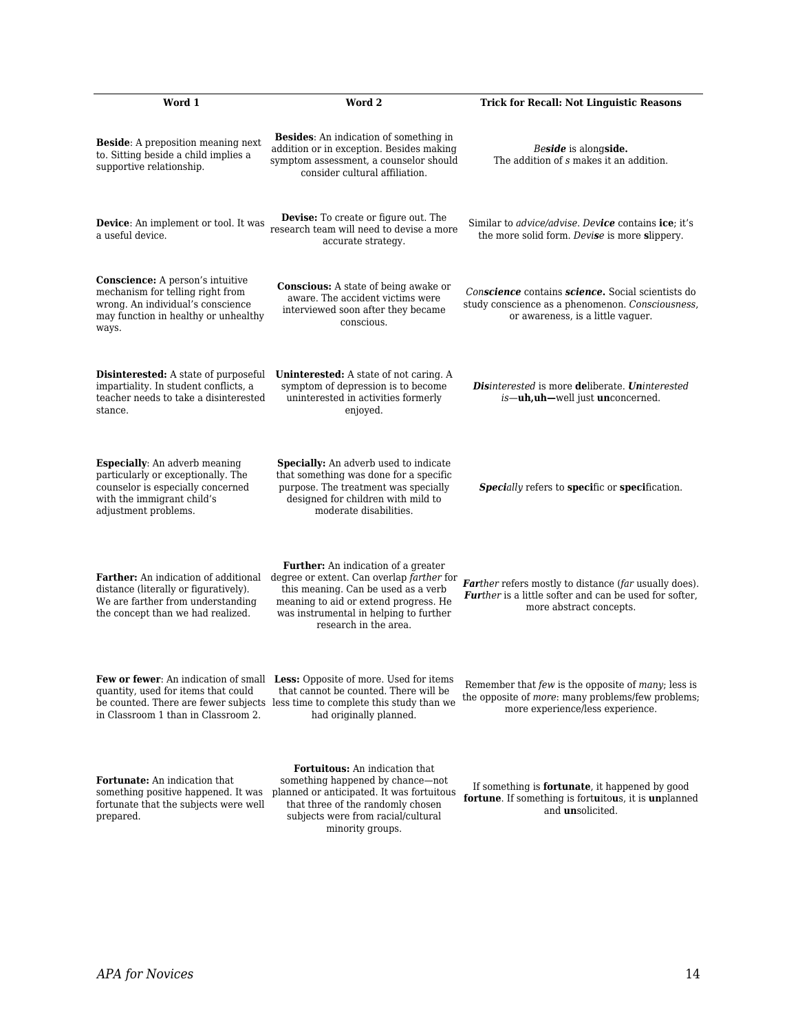| Word 1 | Word 2 | Trick for Recall: Not Linguistic Reasons |
|---|---|---|
| **Beside**: A preposition meaning next to. Sitting beside a child implies a supportive relationship. | **Besides**: An indication of something in addition or in exception. Besides making symptom assessment, a counselor should consider cultural affiliation. | *Be**side*** is along**side.** The addition of *s* makes it an addition. |
| **Device**: An implement or tool. It was a useful device. | **Devise:** To create or figure out. The research team will need to devise a more accurate strategy. | Similar to *advice/advise*. *Dev**ice*** contains **ice**; it's the more solid form. *Devi**s**e* is more **s**lippery. |
| **Conscience:** A person's intuitive mechanism for telling right from wrong. An individual's conscience may function in healthy or unhealthy ways. | **Conscious:** A state of being awake or aware. The accident victims were interviewed soon after they became conscious. | *Con**science*** contains ***science*****.** Social scientists do study conscience as a phenomenon. *Consciousness*, or awareness, is a little vaguer. |
| **Disinterested:** A state of purposeful impartiality. In student conflicts, a teacher needs to take a disinterested stance. | **Uninterested:** A state of not caring. A symptom of depression is to become uninterested in activities formerly enjoyed. | ***Dis**interested* is more **de**liberate. ***Un**interested is*—**uh,uh—**well just **un**concerned. |
| **Especially**: An adverb meaning particularly or exceptionally. The counselor is especially concerned with the immigrant child's adjustment problems. | **Specially:** An adverb used to indicate that something was done for a specific purpose. The treatment was specially designed for children with mild to moderate disabilities. | ***Speci**ally* refers to **speci**fic or **speci**fication. |
| **Farther:** An indication of additional distance (literally or figuratively). We are farther from understanding the concept than we had realized. | **Further:** An indication of a greater degree or extent. Can overlap *farther* for this meaning. Can be used as a verb meaning to aid or extend progress. He was instrumental in helping to further research in the area. | ***Far**ther* refers mostly to distance (*far* usually does). ***Fur**ther* is a little softer and can be used for softer, more abstract concepts. |
| **Few or fewer**: An indication of small quantity, used for items that could be counted. There are fewer subjects in Classroom 1 than in Classroom 2. | **Less:** Opposite of more. Used for items that cannot be counted. There will be less time to complete this study than we had originally planned. | Remember that *few* is the opposite of *many*; less is the opposite of *more*: many problems/few problems; more experience/less experience. |
| **Fortunate:** An indication that something positive happened. It was fortunate that the subjects were well prepared. | **Fortuitous:** An indication that something happened by chance—not planned or anticipated. It was fortuitous that three of the randomly chosen subjects were from racial/cultural minority groups. | If something is **fortunate**, it happened by good **fortune**. If something is fort**u**ito**u**s, it is **un**planned and **un**solicited. |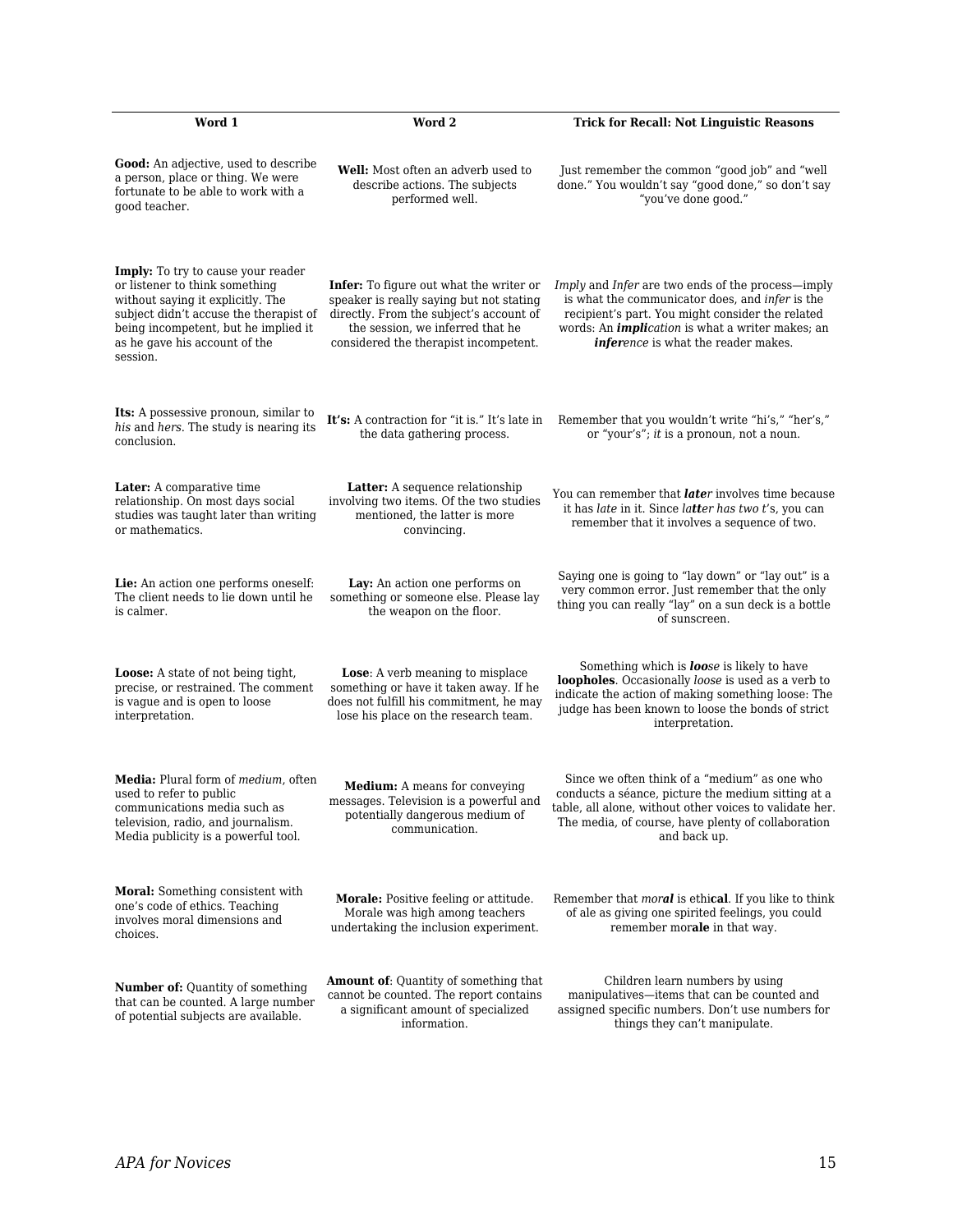| Word 1 | Word 2 | Trick for Recall: Not Linguistic Reasons |
|---|---|---|
| **Good:** An adjective, used to describe a person, place or thing. We were fortunate to be able to work with a good teacher. | **Well:** Most often an adverb used to describe actions. The subjects performed well. | Just remember the common "good job" and "well done." You wouldn't say "good done," so don't say "you've done good." |
| **Imply:** To try to cause your reader or listener to think something without saying it explicitly. The subject didn't accuse the therapist of being incompetent, but he implied it as he gave his account of the session. | **Infer:** To figure out what the writer or speaker is really saying but not stating directly. From the subject's account of the session, we inferred that he considered the therapist incompetent. | *Imply* and *Infer* are two ends of the process—imply is what the communicator does, and *infer* is the recipient's part. You might consider the related words: An ***impli****cation* is what a writer makes; an ***infer****ence* is what the reader makes. |
| **Its:** A possessive pronoun, similar to *his* and *hers*. The study is nearing its conclusion. | **It's:** A contraction for "it is." It's late in the data gathering process. | Remember that you wouldn't write "hi's," "her's," or "your's"; *it* is a pronoun, not a noun. |
| **Later:** A comparative time relationship. On most days social studies was taught later than writing or mathematics. | **Latter:** A sequence relationship involving two items. Of the two studies mentioned, the latter is more convincing. | You can remember that ***late****r* involves time because it has *late* in it. Since *la****tt****er has two t's*, you can remember that it involves a sequence of two. |
| **Lie:** An action one performs oneself: The client needs to lie down until he is calmer. | **Lay:** An action one performs on something or someone else. Please lay the weapon on the floor. | Saying one is going to "lay down" or "lay out" is a very common error. Just remember that the only thing you can really "lay" on a sun deck is a bottle of sunscreen. |
| **Loose:** A state of not being tight, precise, or restrained. The comment is vague and is open to loose interpretation. | **Lose**: A verb meaning to misplace something or have it taken away. If he does not fulfill his commitment, he may lose his place on the research team. | Something which is ***loo****se* is likely to have **loopholes**. Occasionally *loose* is used as a verb to indicate the action of making something loose: The judge has been known to loose the bonds of strict interpretation. |
| **Media:** Plural form of *medium*, often used to refer to public communications media such as television, radio, and journalism. Media publicity is a powerful tool. | **Medium:** A means for conveying messages. Television is a powerful and potentially dangerous medium of communication. | Since we often think of a "medium" as one who conducts a séance, picture the medium sitting at a table, all alone, without other voices to validate her. The media, of course, have plenty of collaboration and back up. |
| **Moral:** Something consistent with one's code of ethics. Teaching involves moral dimensions and choices. | **Morale:** Positive feeling or attitude. Morale was high among teachers undertaking the inclusion experiment. | Remember that *mor****al*** is ethi**cal**. If you like to think of ale as giving one spirited feelings, you could remember mor**ale** in that way. |
| **Number of:** Quantity of something that can be counted. A large number of potential subjects are available. | **Amount of**: Quantity of something that cannot be counted. The report contains a significant amount of specialized information. | Children learn numbers by using manipulatives—items that can be counted and assigned specific numbers. Don't use numbers for things they can't manipulate. |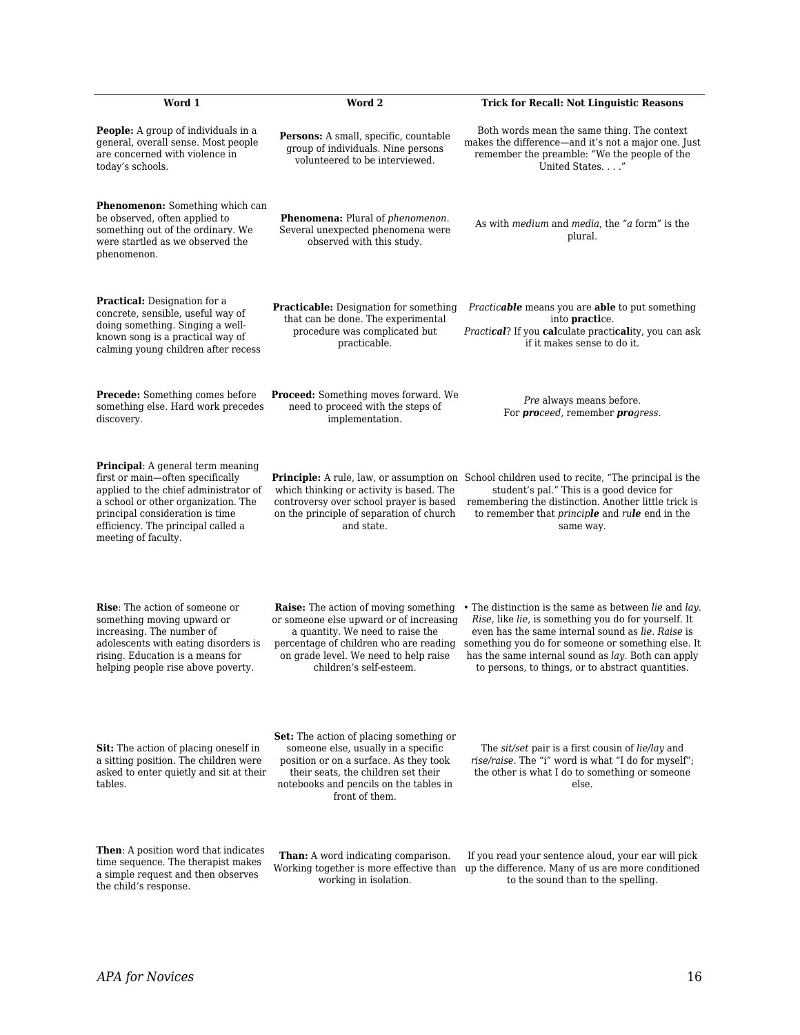| Word 1 | Word 2 | Trick for Recall: Not Linguistic Reasons |
|---|---|---|
| **People:** A group of individuals in a general, overall sense. Most people are concerned with violence in today's schools. | **Persons:** A small, specific, countable group of individuals. Nine persons volunteered to be interviewed. | Both words mean the same thing. The context makes the difference—and it's not a major one. Just remember the preamble: "We the people of the United States. . . ." |
| **Phenomenon:** Something which can be observed, often applied to something out of the ordinary. We were startled as we observed the phenomenon. | **Phenomena:** Plural of *phenomenon*. Several unexpected phenomena were observed with this study. | As with *medium* and *media*, the "*a* form" is the plural. |
| **Practical:** Designation for a concrete, sensible, useful way of doing something. Singing a well-known song is a practical way of calming young children after recess | **Practicable:** Designation for something that can be done. The experimental procedure was complicated but practicable. | *Practic**able*** means you are **able** to put something into **practi**ce. *Practi**cal***? If you **cal**culate practi**cal**ity, you can ask if it makes sense to do it. |
| **Precede:** Something comes before something else. Hard work precedes discovery. | **Proceed:** Something moves forward. We need to proceed with the steps of implementation. | *Pre* always means before. For ***pro**ceed*, remember ***pro**gress*. |
| **Principal**: A general term meaning first or main—often specifically applied to the chief administrator of a school or other organization. The principal consideration is time efficiency. The principal called a meeting of faculty. | **Principle:** A rule, law, or assumption on which thinking or activity is based. The controversy over school prayer is based on the principle of separation of church and state. | School children used to recite, "The principal is the student's pal." This is a good device for remembering the distinction. Another little trick is to remember that *princip**le*** and *ru**le*** end in the same way. |
| **Rise**: The action of someone or something moving upward or increasing. The number of adolescents with eating disorders is rising. Education is a means for helping people rise above poverty. | **Raise:** The action of moving something or someone else upward or of increasing a quantity. We need to raise the percentage of children who are reading on grade level. We need to help raise children's self-esteem. | • The distinction is the same as between *lie* and *lay*. *Rise*, like *lie*, is something you do for yourself. It even has the same internal sound as *lie*. *Raise* is something you do for someone or something else. It has the same internal sound as *lay*. Both can apply to persons, to things, or to abstract quantities. |
| **Sit:** The action of placing oneself in a sitting position. The children were asked to enter quietly and sit at their tables. | **Set:** The action of placing something or someone else, usually in a specific position or on a surface. As they took their seats, the children set their notebooks and pencils on the tables in front of them. | The *sit/set* pair is a first cousin of *lie/lay* and *rise/raise*. The "i" word is what "I do for myself"; the other is what I do to something or someone else. |
| **Then**: A position word that indicates time sequence. The therapist makes a simple request and then observes the child's response. | **Than:** A word indicating comparison. Working together is more effective than working in isolation. | If you read your sentence aloud, your ear will pick up the difference. Many of us are more conditioned to the sound than to the spelling. |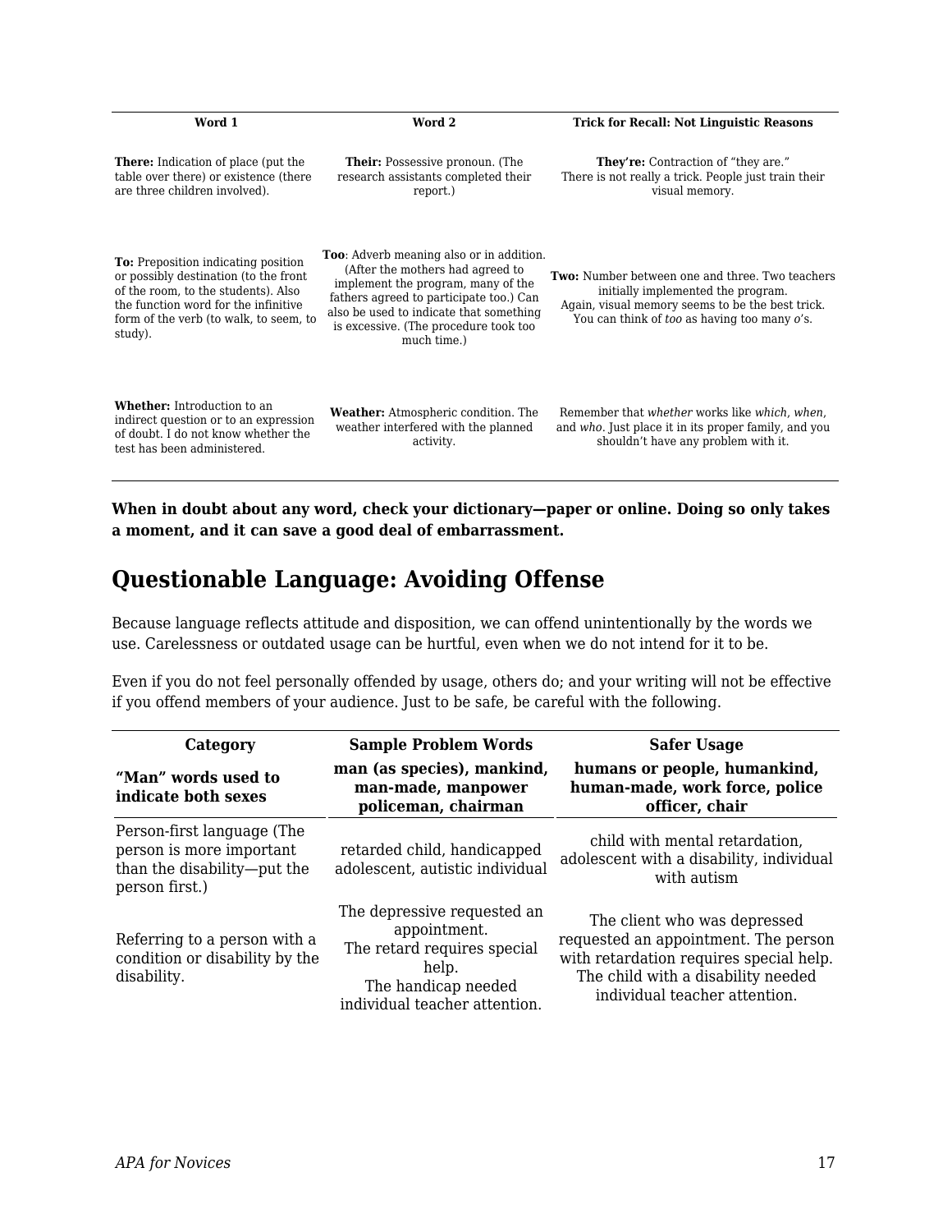| Word 1 | Word 2 | Trick for Recall: Not Linguistic Reasons |
|---|---|---|
| **There:** Indication of place (put the table over there) or existence (there are three children involved). | **Their:** Possessive pronoun. (The research assistants completed their report.) | **They're:** Contraction of "they are." There is not really a trick. People just train their visual memory. |
| **To:** Preposition indicating position or possibly destination (to the front of the room, to the students). Also the function word for the infinitive form of the verb (to walk, to seem, to study). | **Too**: Adverb meaning also or in addition. (After the mothers had agreed to implement the program, many of the fathers agreed to participate too.) Can also be used to indicate that something is excessive. (The procedure took too much time.) | **Two:** Number between one and three. Two teachers initially implemented the program. Again, visual memory seems to be the best trick. You can think of *too* as having too many *o*'s. |
| **Whether:** Introduction to an indirect question or to an expression of doubt. I do not know whether the test has been administered. | **Weather:** Atmospheric condition. The weather interfered with the planned activity. | Remember that *whether* works like *which*, *when*, and *who*. Just place it in its proper family, and you shouldn't have any problem with it. |

**When in doubt about any word, check your dictionary—paper or online. Doing so only takes a moment, and it can save a good deal of embarrassment.**

## Questionable Language: Avoiding Offense

Because language reflects attitude and disposition, we can offend unintentionally by the words we use. Carelessness or outdated usage can be hurtful, even when we do not intend for it to be.

Even if you do not feel personally offended by usage, others do; and your writing will not be effective if you offend members of your audience. Just to be safe, be careful with the following.

| Category | Sample Problem Words | Safer Usage |
|---|---|---|
| **"Man" words used to indicate both sexes** | **man (as species), mankind, man-made, manpower policeman, chairman** | **humans or people, humankind, human-made, work force, police officer, chair** |
| Person-first language (The person is more important than the disability—put the person first.) | retarded child, handicapped adolescent, autistic individual | child with mental retardation, adolescent with a disability, individual with autism |
| Referring to a person with a condition or disability by the disability. | The depressive requested an appointment. The retard requires special help. The handicap needed individual teacher attention. | The client who was depressed requested an appointment. The person with retardation requires special help. The child with a disability needed individual teacher attention. |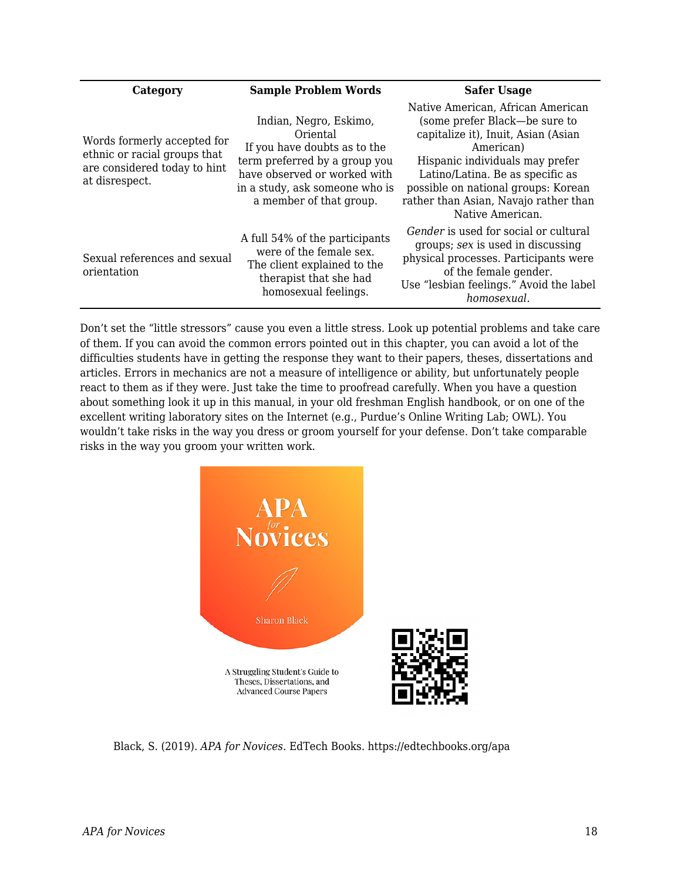| Category | Sample Problem Words | Safer Usage |
|---|---|---|
| Words formerly accepted for ethnic or racial groups that are considered today to hint at disrespect. | Indian, Negro, Eskimo, Oriental<br>If you have doubts as to the term preferred by a group you have observed or worked with in a study, ask someone who is a member of that group. | Native American, African American (some prefer Black—be sure to capitalize it), Inuit, Asian (Asian American)<br>Hispanic individuals may prefer Latino/Latina. Be as specific as possible on national groups: Korean rather than Asian, Navajo rather than Native American. |
| Sexual references and sexual orientation | A full 54% of the participants were of the female sex.<br>The client explained to the therapist that she had homosexual feelings. | *Gender* is used for social or cultural groups; *sex* is used in discussing physical processes. Participants were of the female gender.<br>Use "lesbian feelings." Avoid the label *homosexual*. |

Don't set the "little stressors" cause you even a little stress. Look up potential problems and take care of them. If you can avoid the common errors pointed out in this chapter, you can avoid a lot of the difficulties students have in getting the response they want to their papers, theses, dissertations and articles. Errors in mechanics are not a measure of intelligence or ability, but unfortunately people react to them as if they were. Just take the time to proofread carefully. When you have a question about something look it up in this manual, in your old freshman English handbook, or on one of the excellent writing laboratory sites on the Internet (e.g., Purdue's Online Writing Lab; OWL). You wouldn't take risks in the way you dress or groom yourself for your defense. Don't take comparable risks in the way you groom your written work.

APA for Novices

Sharon Black

A Struggling Student's Guide to Theses, Dissertations, and Advanced Course Papers

Black, S. (2019). *APA for Novices*. EdTech Books. https://edtechbooks.org/apa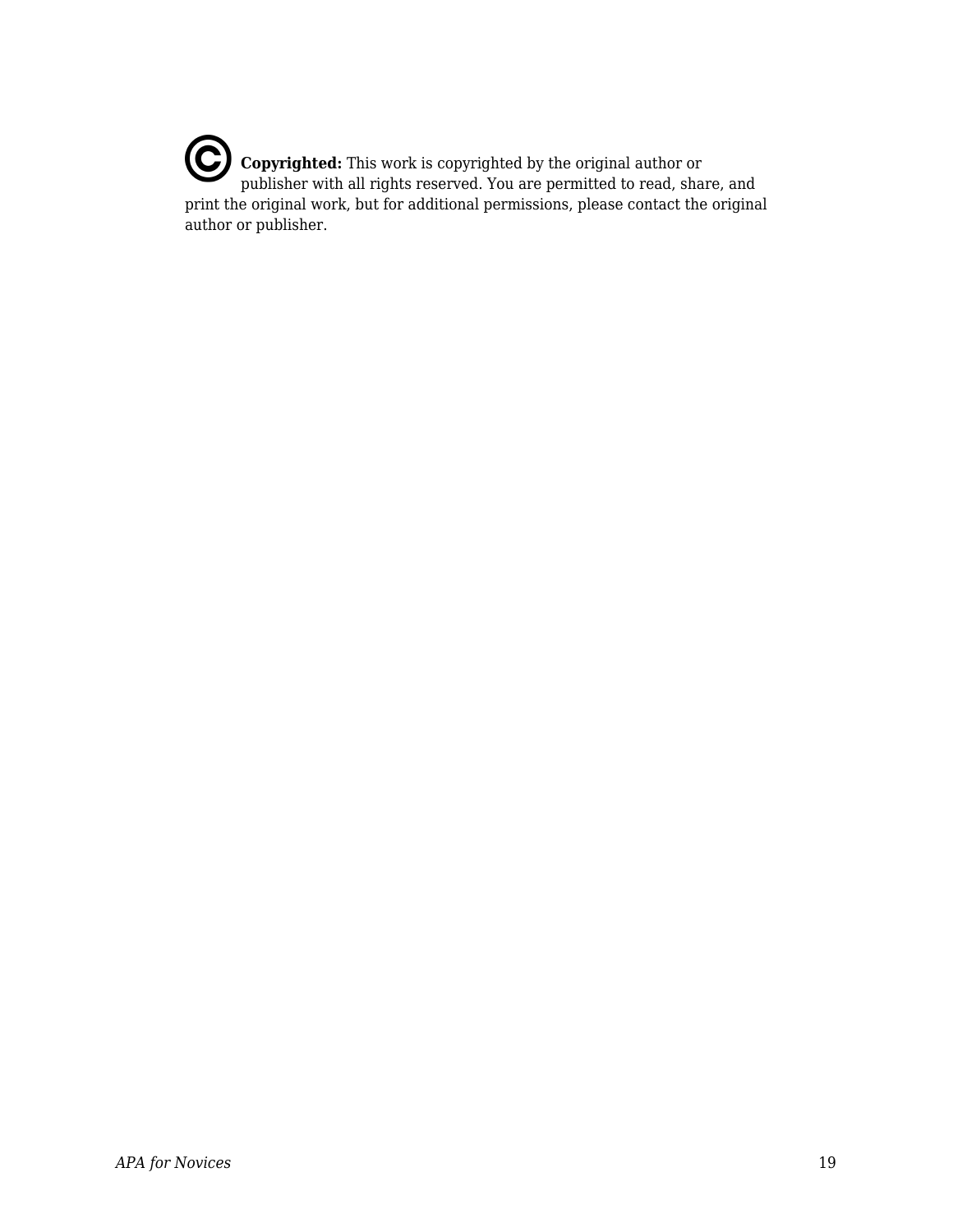©

**Copyrighted:** This work is copyrighted by the original author or publisher with all rights reserved. You are permitted to read, share, and print the original work, but for additional permissions, please contact the original author or publisher.